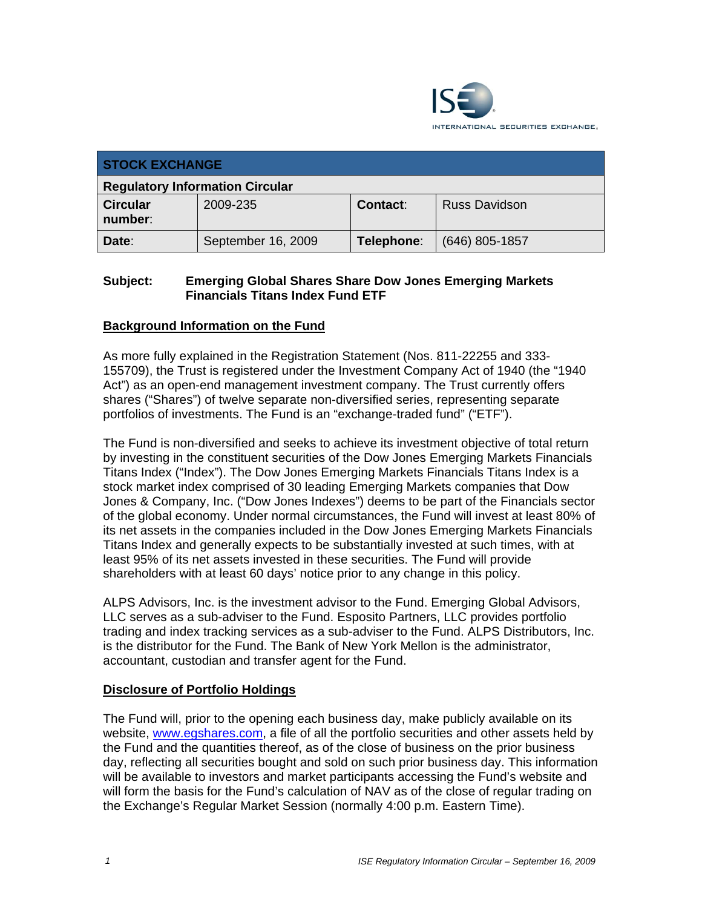INTERNATIONAL SECURITIES EXCHANGE.

| STOCK EXCHANGE | | | |
|---|---|---|---|
| Regulatory Information Circular | | | |
| **Circular number:** | 2009-235 | **Contact:** | Russ Davidson |
| **Date:** | September 16, 2009 | **Telephone:** | (646) 805-1857 |

**Subject: Emerging Global Shares Share Dow Jones Emerging Markets Financials Titans Index Fund ETF**

## Background Information on the Fund

As more fully explained in the Registration Statement (Nos. 811-22255 and 333-155709), the Trust is registered under the Investment Company Act of 1940 (the "1940 Act") as an open-end management investment company. The Trust currently offers shares ("Shares") of twelve separate non-diversified series, representing separate portfolios of investments. The Fund is an "exchange-traded fund" ("ETF").

The Fund is non-diversified and seeks to achieve its investment objective of total return by investing in the constituent securities of the Dow Jones Emerging Markets Financials Titans Index ("Index"). The Dow Jones Emerging Markets Financials Titans Index is a stock market index comprised of 30 leading Emerging Markets companies that Dow Jones & Company, Inc. ("Dow Jones Indexes") deems to be part of the Financials sector of the global economy. Under normal circumstances, the Fund will invest at least 80% of its net assets in the companies included in the Dow Jones Emerging Markets Financials Titans Index and generally expects to be substantially invested at such times, with at least 95% of its net assets invested in these securities. The Fund will provide shareholders with at least 60 days' notice prior to any change in this policy.

ALPS Advisors, Inc. is the investment advisor to the Fund. Emerging Global Advisors, LLC serves as a sub-adviser to the Fund. Esposito Partners, LLC provides portfolio trading and index tracking services as a sub-adviser to the Fund. ALPS Distributors, Inc. is the distributor for the Fund. The Bank of New York Mellon is the administrator, accountant, custodian and transfer agent for the Fund.

## Disclosure of Portfolio Holdings

The Fund will, prior to the opening each business day, make publicly available on its website, www.egshares.com, a file of all the portfolio securities and other assets held by the Fund and the quantities thereof, as of the close of business on the prior business day, reflecting all securities bought and sold on such prior business day. This information will be available to investors and market participants accessing the Fund's website and will form the basis for the Fund's calculation of NAV as of the close of regular trading on the Exchange's Regular Market Session (normally 4:00 p.m. Eastern Time).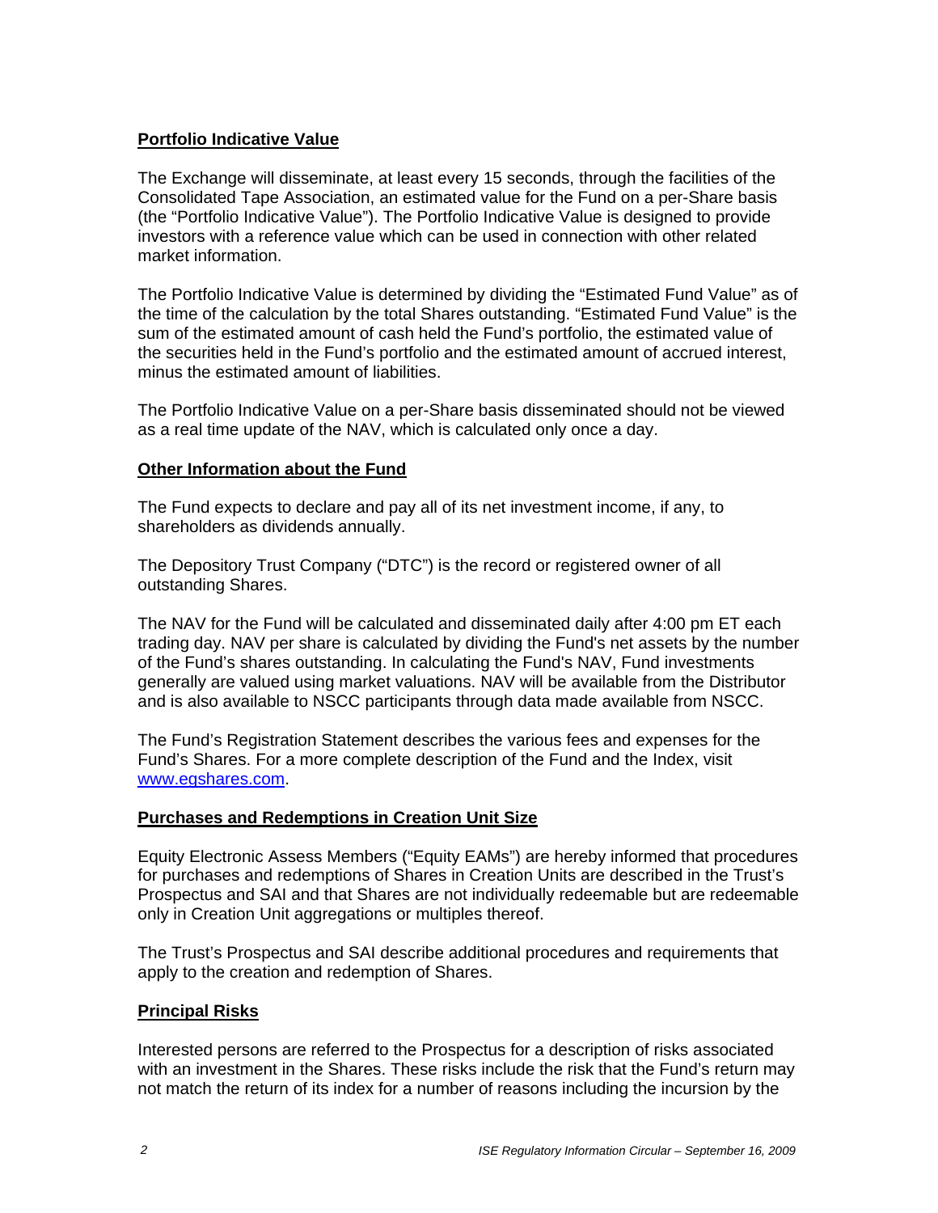**Portfolio Indicative Value**

The Exchange will disseminate, at least every 15 seconds, through the facilities of the Consolidated Tape Association, an estimated value for the Fund on a per-Share basis (the "Portfolio Indicative Value"). The Portfolio Indicative Value is designed to provide investors with a reference value which can be used in connection with other related market information.

The Portfolio Indicative Value is determined by dividing the "Estimated Fund Value" as of the time of the calculation by the total Shares outstanding. "Estimated Fund Value" is the sum of the estimated amount of cash held the Fund's portfolio, the estimated value of the securities held in the Fund's portfolio and the estimated amount of accrued interest, minus the estimated amount of liabilities.

The Portfolio Indicative Value on a per-Share basis disseminated should not be viewed as a real time update of the NAV, which is calculated only once a day.

**Other Information about the Fund**

The Fund expects to declare and pay all of its net investment income, if any, to shareholders as dividends annually.

The Depository Trust Company ("DTC") is the record or registered owner of all outstanding Shares.

The NAV for the Fund will be calculated and disseminated daily after 4:00 pm ET each trading day. NAV per share is calculated by dividing the Fund's net assets by the number of the Fund's shares outstanding. In calculating the Fund's NAV, Fund investments generally are valued using market valuations. NAV will be available from the Distributor and is also available to NSCC participants through data made available from NSCC.

The Fund's Registration Statement describes the various fees and expenses for the Fund's Shares. For a more complete description of the Fund and the Index, visit www.egshares.com.

**Purchases and Redemptions in Creation Unit Size**

Equity Electronic Assess Members ("Equity EAMs") are hereby informed that procedures for purchases and redemptions of Shares in Creation Units are described in the Trust's Prospectus and SAI and that Shares are not individually redeemable but are redeemable only in Creation Unit aggregations or multiples thereof.

The Trust's Prospectus and SAI describe additional procedures and requirements that apply to the creation and redemption of Shares.

**Principal Risks**

Interested persons are referred to the Prospectus for a description of risks associated with an investment in the Shares. These risks include the risk that the Fund's return may not match the return of its index for a number of reasons including the incursion by the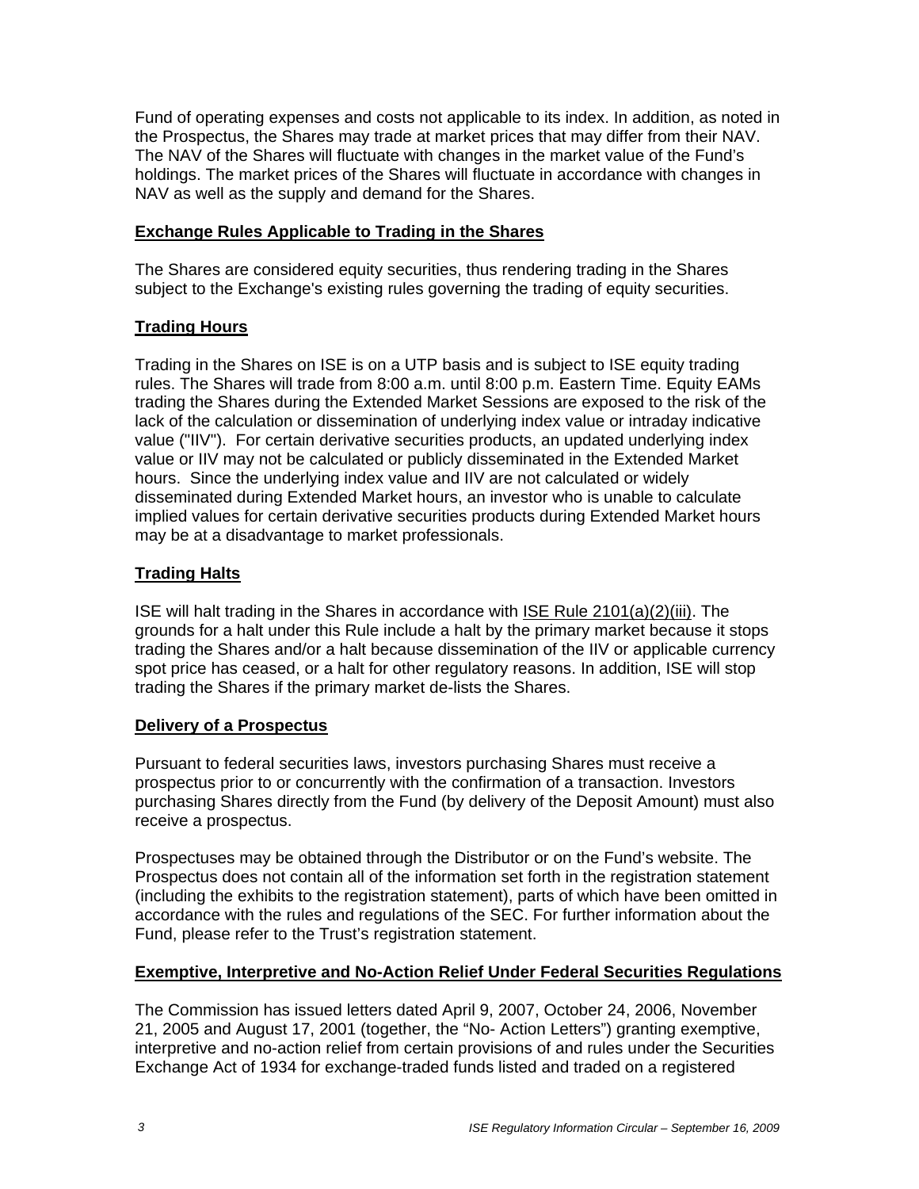Fund of operating expenses and costs not applicable to its index. In addition, as noted in the Prospectus, the Shares may trade at market prices that may differ from their NAV. The NAV of the Shares will fluctuate with changes in the market value of the Fund's holdings. The market prices of the Shares will fluctuate in accordance with changes in NAV as well as the supply and demand for the Shares.

## Exchange Rules Applicable to Trading in the Shares

The Shares are considered equity securities, thus rendering trading in the Shares subject to the Exchange's existing rules governing the trading of equity securities.

## Trading Hours

Trading in the Shares on ISE is on a UTP basis and is subject to ISE equity trading rules. The Shares will trade from 8:00 a.m. until 8:00 p.m. Eastern Time. Equity EAMs trading the Shares during the Extended Market Sessions are exposed to the risk of the lack of the calculation or dissemination of underlying index value or intraday indicative value ("IIV"). For certain derivative securities products, an updated underlying index value or IIV may not be calculated or publicly disseminated in the Extended Market hours. Since the underlying index value and IIV are not calculated or widely disseminated during Extended Market hours, an investor who is unable to calculate implied values for certain derivative securities products during Extended Market hours may be at a disadvantage to market professionals.

## Trading Halts

ISE will halt trading in the Shares in accordance with ISE Rule 2101(a)(2)(iii). The grounds for a halt under this Rule include a halt by the primary market because it stops trading the Shares and/or a halt because dissemination of the IIV or applicable currency spot price has ceased, or a halt for other regulatory reasons. In addition, ISE will stop trading the Shares if the primary market de-lists the Shares.

## Delivery of a Prospectus

Pursuant to federal securities laws, investors purchasing Shares must receive a prospectus prior to or concurrently with the confirmation of a transaction. Investors purchasing Shares directly from the Fund (by delivery of the Deposit Amount) must also receive a prospectus.

Prospectuses may be obtained through the Distributor or on the Fund's website. The Prospectus does not contain all of the information set forth in the registration statement (including the exhibits to the registration statement), parts of which have been omitted in accordance with the rules and regulations of the SEC. For further information about the Fund, please refer to the Trust's registration statement.

## Exemptive, Interpretive and No-Action Relief Under Federal Securities Regulations

The Commission has issued letters dated April 9, 2007, October 24, 2006, November 21, 2005 and August 17, 2001 (together, the "No- Action Letters") granting exemptive, interpretive and no-action relief from certain provisions of and rules under the Securities Exchange Act of 1934 for exchange-traded funds listed and traded on a registered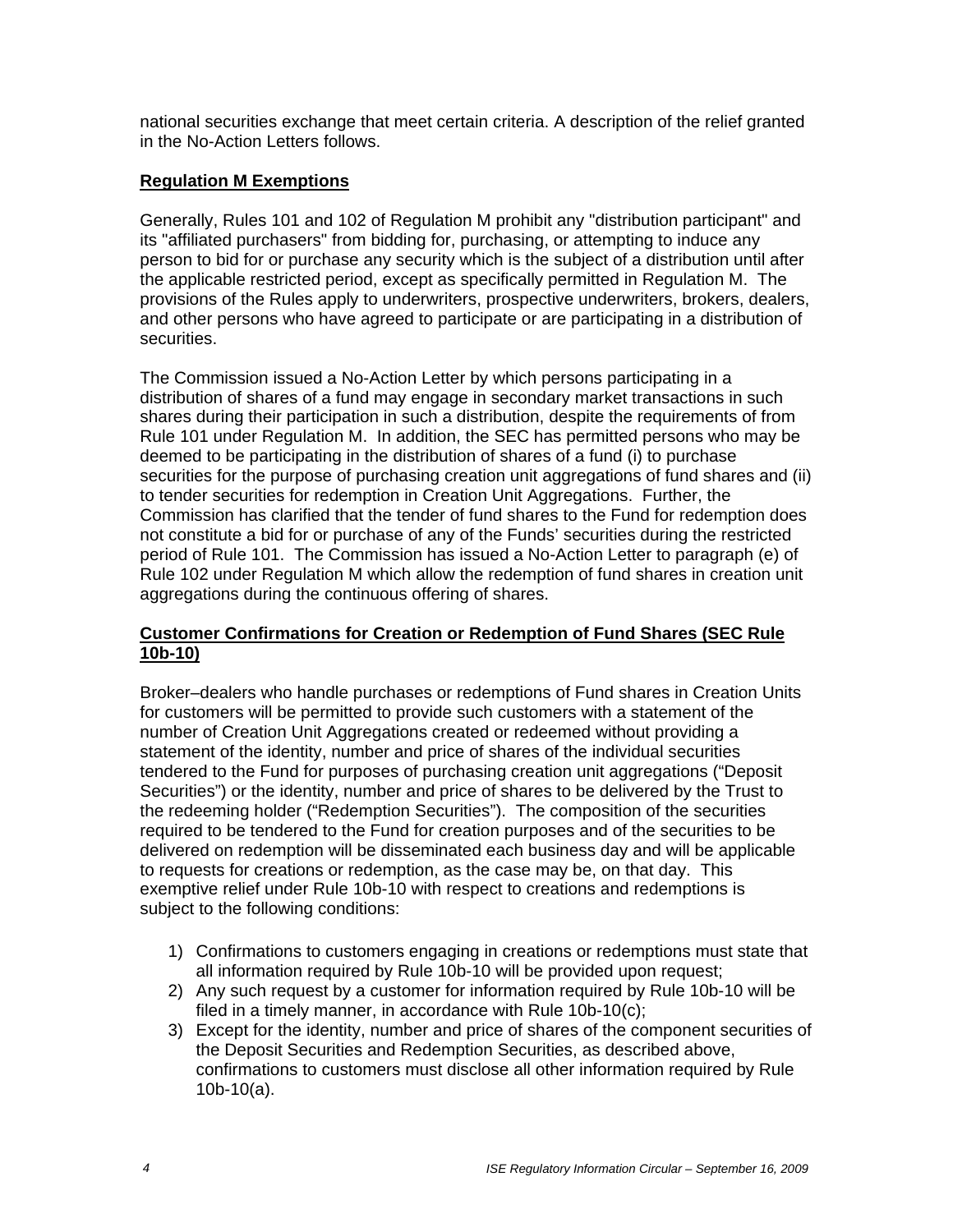national securities exchange that meet certain criteria. A description of the relief granted in the No-Action Letters follows.

**Regulation M Exemptions**

Generally, Rules 101 and 102 of Regulation M prohibit any "distribution participant" and its "affiliated purchasers" from bidding for, purchasing, or attempting to induce any person to bid for or purchase any security which is the subject of a distribution until after the applicable restricted period, except as specifically permitted in Regulation M. The provisions of the Rules apply to underwriters, prospective underwriters, brokers, dealers, and other persons who have agreed to participate or are participating in a distribution of securities.

The Commission issued a No-Action Letter by which persons participating in a distribution of shares of a fund may engage in secondary market transactions in such shares during their participation in such a distribution, despite the requirements of from Rule 101 under Regulation M. In addition, the SEC has permitted persons who may be deemed to be participating in the distribution of shares of a fund (i) to purchase securities for the purpose of purchasing creation unit aggregations of fund shares and (ii) to tender securities for redemption in Creation Unit Aggregations. Further, the Commission has clarified that the tender of fund shares to the Fund for redemption does not constitute a bid for or purchase of any of the Funds' securities during the restricted period of Rule 101. The Commission has issued a No-Action Letter to paragraph (e) of Rule 102 under Regulation M which allow the redemption of fund shares in creation unit aggregations during the continuous offering of shares.

**Customer Confirmations for Creation or Redemption of Fund Shares (SEC Rule 10b-10)**

Broker–dealers who handle purchases or redemptions of Fund shares in Creation Units for customers will be permitted to provide such customers with a statement of the number of Creation Unit Aggregations created or redeemed without providing a statement of the identity, number and price of shares of the individual securities tendered to the Fund for purposes of purchasing creation unit aggregations ("Deposit Securities") or the identity, number and price of shares to be delivered by the Trust to the redeeming holder ("Redemption Securities"). The composition of the securities required to be tendered to the Fund for creation purposes and of the securities to be delivered on redemption will be disseminated each business day and will be applicable to requests for creations or redemption, as the case may be, on that day. This exemptive relief under Rule 10b-10 with respect to creations and redemptions is subject to the following conditions:

1) Confirmations to customers engaging in creations or redemptions must state that all information required by Rule 10b-10 will be provided upon request;
2) Any such request by a customer for information required by Rule 10b-10 will be filed in a timely manner, in accordance with Rule 10b-10(c);
3) Except for the identity, number and price of shares of the component securities of the Deposit Securities and Redemption Securities, as described above, confirmations to customers must disclose all other information required by Rule 10b-10(a).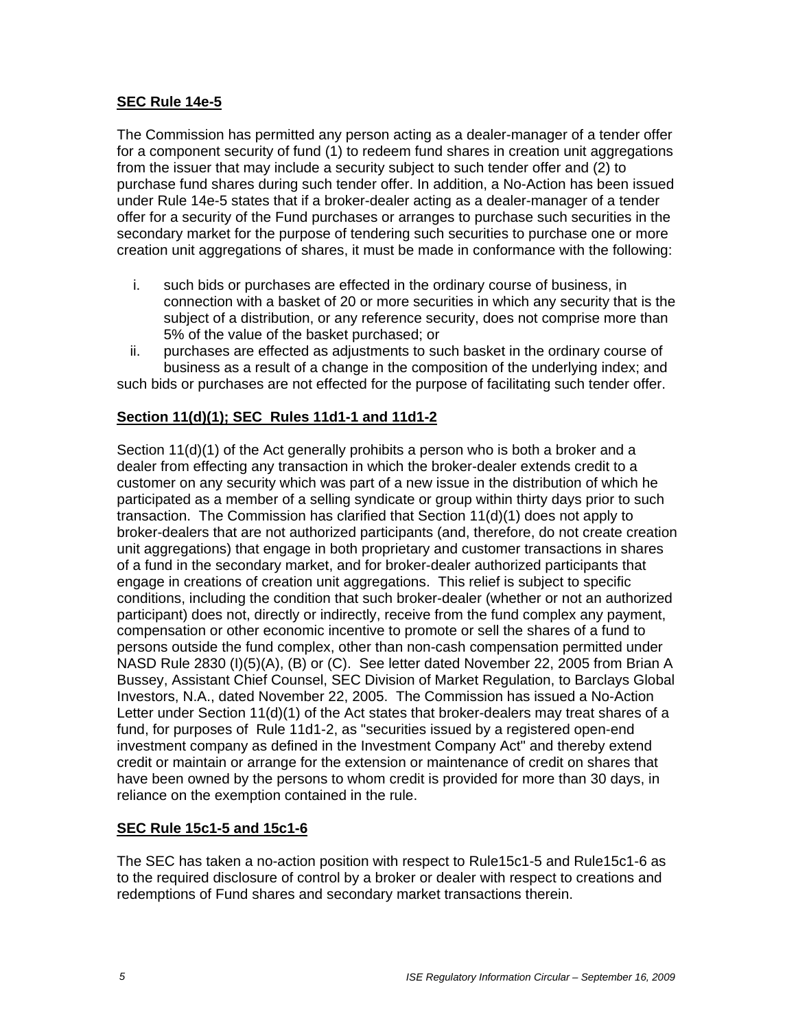**SEC Rule 14e-5**

The Commission has permitted any person acting as a dealer-manager of a tender offer for a component security of fund (1) to redeem fund shares in creation unit aggregations from the issuer that may include a security subject to such tender offer and (2) to purchase fund shares during such tender offer. In addition, a No-Action has been issued under Rule 14e-5 states that if a broker-dealer acting as a dealer-manager of a tender offer for a security of the Fund purchases or arranges to purchase such securities in the secondary market for the purpose of tendering such securities to purchase one or more creation unit aggregations of shares, it must be made in conformance with the following:

i. such bids or purchases are effected in the ordinary course of business, in connection with a basket of 20 or more securities in which any security that is the subject of a distribution, or any reference security, does not comprise more than 5% of the value of the basket purchased; or
ii. purchases are effected as adjustments to such basket in the ordinary course of business as a result of a change in the composition of the underlying index; and

such bids or purchases are not effected for the purpose of facilitating such tender offer.

**Section 11(d)(1); SEC Rules 11d1-1 and 11d1-2**

Section 11(d)(1) of the Act generally prohibits a person who is both a broker and a dealer from effecting any transaction in which the broker-dealer extends credit to a customer on any security which was part of a new issue in the distribution of which he participated as a member of a selling syndicate or group within thirty days prior to such transaction. The Commission has clarified that Section 11(d)(1) does not apply to broker-dealers that are not authorized participants (and, therefore, do not create creation unit aggregations) that engage in both proprietary and customer transactions in shares of a fund in the secondary market, and for broker-dealer authorized participants that engage in creations of creation unit aggregations. This relief is subject to specific conditions, including the condition that such broker-dealer (whether or not an authorized participant) does not, directly or indirectly, receive from the fund complex any payment, compensation or other economic incentive to promote or sell the shares of a fund to persons outside the fund complex, other than non-cash compensation permitted under NASD Rule 2830 (I)(5)(A), (B) or (C). See letter dated November 22, 2005 from Brian A Bussey, Assistant Chief Counsel, SEC Division of Market Regulation, to Barclays Global Investors, N.A., dated November 22, 2005. The Commission has issued a No-Action Letter under Section 11(d)(1) of the Act states that broker-dealers may treat shares of a fund, for purposes of Rule 11d1-2, as "securities issued by a registered open-end investment company as defined in the Investment Company Act" and thereby extend credit or maintain or arrange for the extension or maintenance of credit on shares that have been owned by the persons to whom credit is provided for more than 30 days, in reliance on the exemption contained in the rule.

**SEC Rule 15c1-5 and 15c1-6**

The SEC has taken a no-action position with respect to Rule15c1-5 and Rule15c1-6 as to the required disclosure of control by a broker or dealer with respect to creations and redemptions of Fund shares and secondary market transactions therein.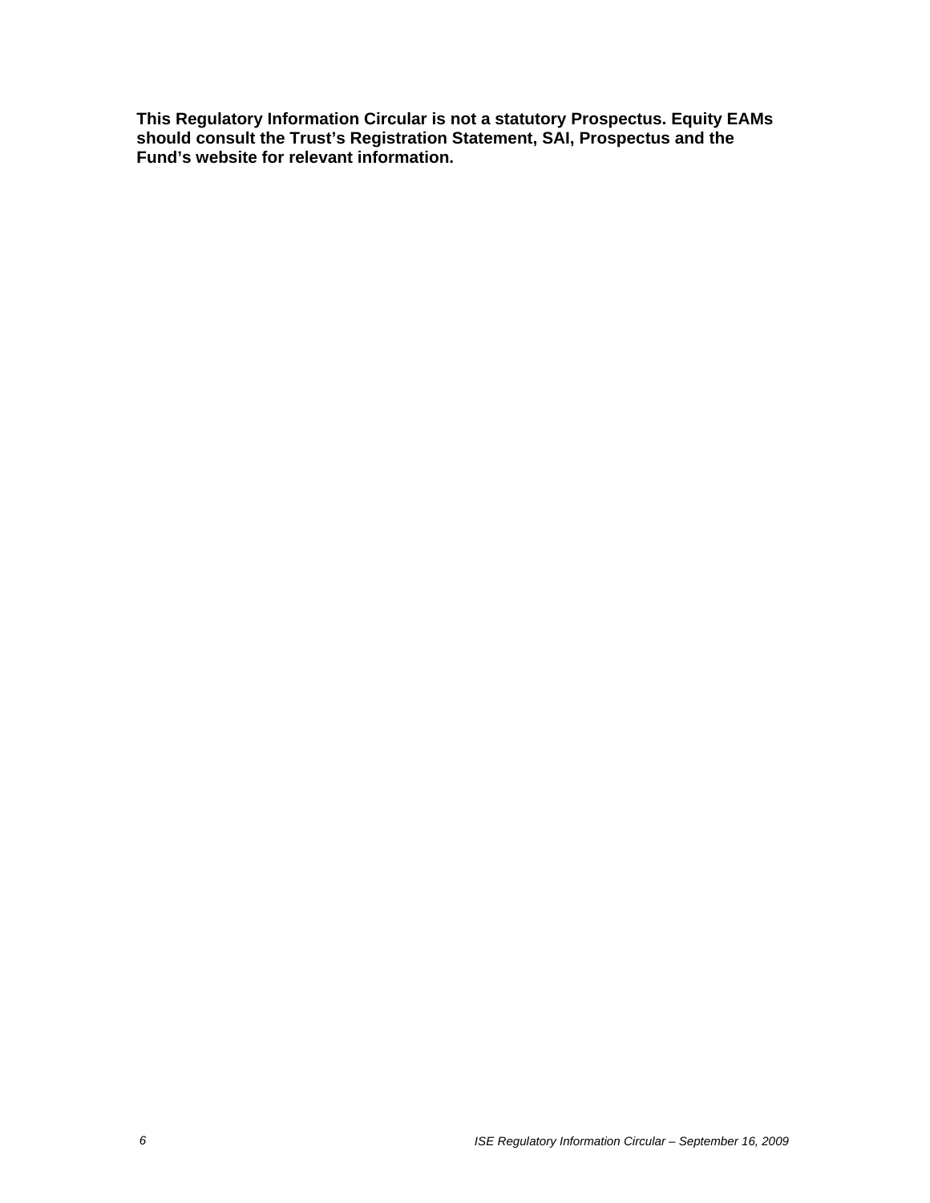**This Regulatory Information Circular is not a statutory Prospectus. Equity EAMs should consult the Trust's Registration Statement, SAI, Prospectus and the Fund's website for relevant information.**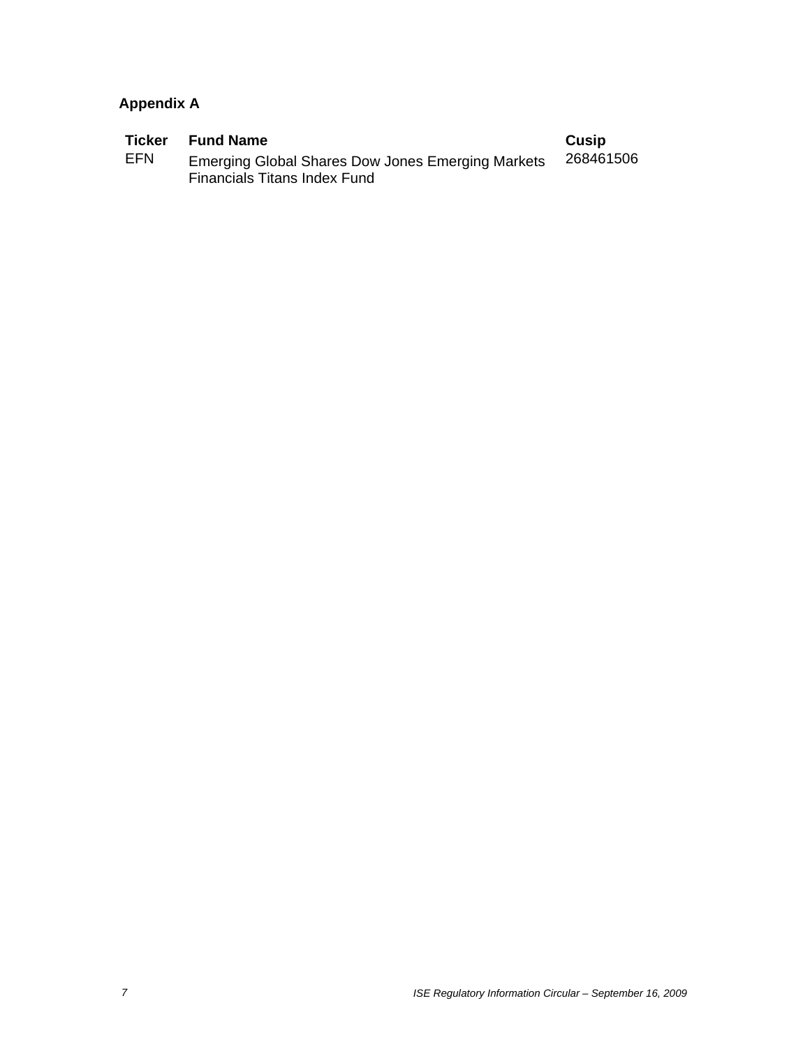**Appendix A**

| Ticker | Fund Name | Cusip |
| --- | --- | --- |
| EFN | Emerging Global Shares Dow Jones Emerging Markets Financials Titans Index Fund | 268461506 |